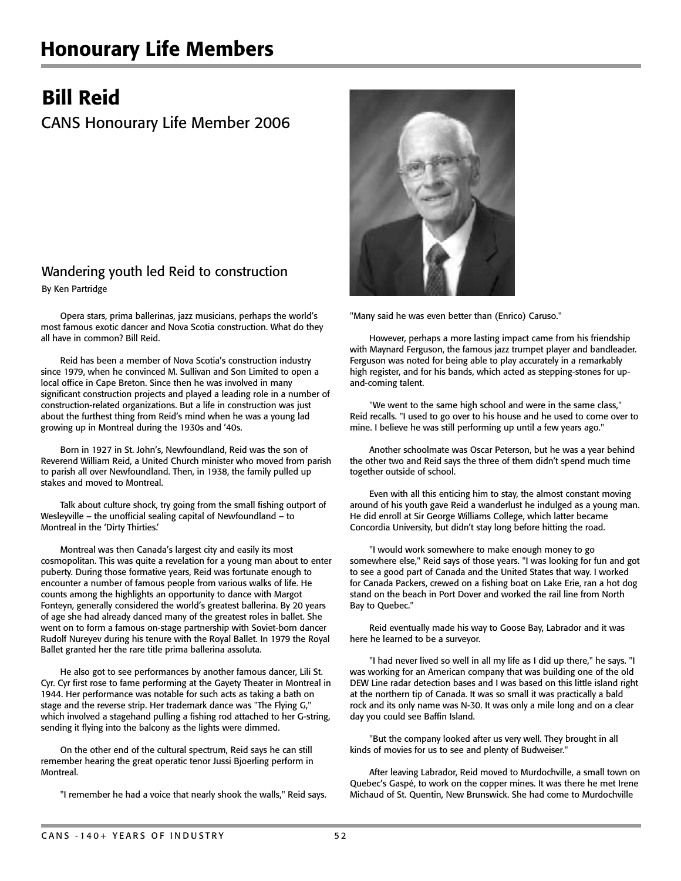# Honourary Life Members

## Bill Reid

CANS Honourary Life Member 2006

### Wandering youth led Reid to construction

By Ken Partridge

Opera stars, prima ballerinas, jazz musicians, perhaps the world's most famous exotic dancer and Nova Scotia construction. What do they all have in common? Bill Reid.

Reid has been a member of Nova Scotia's construction industry since 1979, when he convinced M. Sullivan and Son Limited to open a local office in Cape Breton. Since then he was involved in many significant construction projects and played a leading role in a number of construction-related organizations. But a life in construction was just about the furthest thing from Reid's mind when he was a young lad growing up in Montreal during the 1930s and '40s.

Born in 1927 in St. John's, Newfoundland, Reid was the son of Reverend William Reid, a United Church minister who moved from parish to parish all over Newfoundland. Then, in 1938, the family pulled up stakes and moved to Montreal.

Talk about culture shock, try going from the small fishing outport of Wesleyville – the unofficial sealing capital of Newfoundland – to Montreal in the 'Dirty Thirties.'

Montreal was then Canada's largest city and easily its most cosmopolitan. This was quite a revelation for a young man about to enter puberty. During those formative years, Reid was fortunate enough to encounter a number of famous people from various walks of life. He counts among the highlights an opportunity to dance with Margot Fonteyn, generally considered the world's greatest ballerina. By 20 years of age she had already danced many of the greatest roles in ballet. She went on to form a famous on-stage partnership with Soviet-born dancer Rudolf Nureyev during his tenure with the Royal Ballet. In 1979 the Royal Ballet granted her the rare title prima ballerina assoluta.

He also got to see performances by another famous dancer, Lili St. Cyr. Cyr first rose to fame performing at the Gayety Theater in Montreal in 1944. Her performance was notable for such acts as taking a bath on stage and the reverse strip. Her trademark dance was "The Flying G," which involved a stagehand pulling a fishing rod attached to her G-string, sending it flying into the balcony as the lights were dimmed.

On the other end of the cultural spectrum, Reid says he can still remember hearing the great operatic tenor Jussi Bjoerling perform in Montreal.

"I remember he had a voice that nearly shook the walls," Reid says. "Many said he was even better than (Enrico) Caruso."

However, perhaps a more lasting impact came from his friendship with Maynard Ferguson, the famous jazz trumpet player and bandleader. Ferguson was noted for being able to play accurately in a remarkably high register, and for his bands, which acted as stepping-stones for up-and-coming talent.

"We went to the same high school and were in the same class," Reid recalls. "I used to go over to his house and he used to come over to mine. I believe he was still performing up until a few years ago."

Another schoolmate was Oscar Peterson, but he was a year behind the other two and Reid says the three of them didn't spend much time together outside of school.

Even with all this enticing him to stay, the almost constant moving around of his youth gave Reid a wanderlust he indulged as a young man. He did enroll at Sir George Williams College, which latter became Concordia University, but didn't stay long before hitting the road.

"I would work somewhere to make enough money to go somewhere else," Reid says of those years. "I was looking for fun and got to see a good part of Canada and the United States that way. I worked for Canada Packers, crewed on a fishing boat on Lake Erie, ran a hot dog stand on the beach in Port Dover and worked the rail line from North Bay to Quebec."

Reid eventually made his way to Goose Bay, Labrador and it was here he learned to be a surveyor.

"I had never lived so well in all my life as I did up there," he says. "I was working for an American company that was building one of the old DEW Line radar detection bases and I was based on this little island right at the northern tip of Canada. It was so small it was practically a bald rock and its only name was N-30. It was only a mile long and on a clear day you could see Baffin Island.

"But the company looked after us very well. They brought in all kinds of movies for us to see and plenty of Budweiser."

After leaving Labrador, Reid moved to Murdochville, a small town on Quebec's Gaspé, to work on the copper mines. It was there he met Irene Michaud of St. Quentin, New Brunswick. She had come to Murdochville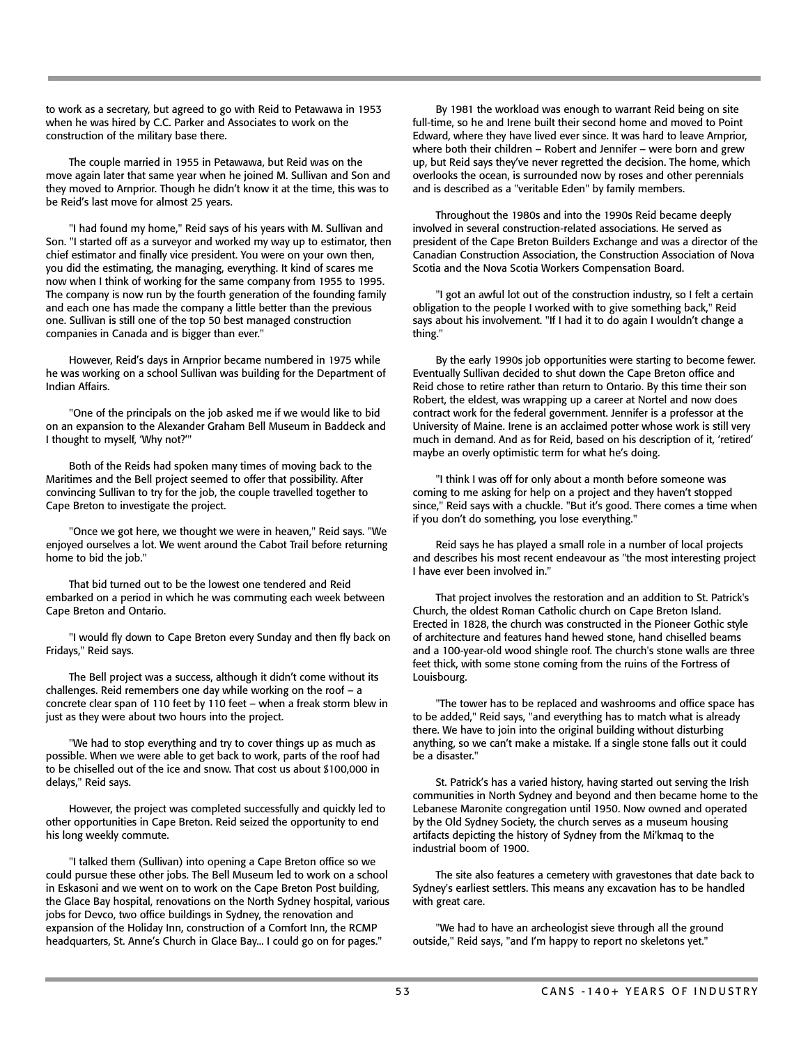to work as a secretary, but agreed to go with Reid to Petawawa in 1953 when he was hired by C.C. Parker and Associates to work on the construction of the military base there.

The couple married in 1955 in Petawawa, but Reid was on the move again later that same year when he joined M. Sullivan and Son and they moved to Arnprior. Though he didn't know it at the time, this was to be Reid's last move for almost 25 years.

"I had found my home," Reid says of his years with M. Sullivan and Son. "I started off as a surveyor and worked my way up to estimator, then chief estimator and finally vice president. You were on your own then, you did the estimating, the managing, everything. It kind of scares me now when I think of working for the same company from 1955 to 1995. The company is now run by the fourth generation of the founding family and each one has made the company a little better than the previous one. Sullivan is still one of the top 50 best managed construction companies in Canada and is bigger than ever."

However, Reid's days in Arnprior became numbered in 1975 while he was working on a school Sullivan was building for the Department of Indian Affairs.

"One of the principals on the job asked me if we would like to bid on an expansion to the Alexander Graham Bell Museum in Baddeck and I thought to myself, 'Why not?'"

Both of the Reids had spoken many times of moving back to the Maritimes and the Bell project seemed to offer that possibility. After convincing Sullivan to try for the job, the couple travelled together to Cape Breton to investigate the project.

"Once we got here, we thought we were in heaven," Reid says. "We enjoyed ourselves a lot. We went around the Cabot Trail before returning home to bid the job."

That bid turned out to be the lowest one tendered and Reid embarked on a period in which he was commuting each week between Cape Breton and Ontario.

"I would fly down to Cape Breton every Sunday and then fly back on Fridays," Reid says.

The Bell project was a success, although it didn't come without its challenges. Reid remembers one day while working on the roof – a concrete clear span of 110 feet by 110 feet – when a freak storm blew in just as they were about two hours into the project.

"We had to stop everything and try to cover things up as much as possible. When we were able to get back to work, parts of the roof had to be chiselled out of the ice and snow. That cost us about $100,000 in delays," Reid says.

However, the project was completed successfully and quickly led to other opportunities in Cape Breton. Reid seized the opportunity to end his long weekly commute.

"I talked them (Sullivan) into opening a Cape Breton office so we could pursue these other jobs. The Bell Museum led to work on a school in Eskasoni and we went on to work on the Cape Breton Post building, the Glace Bay hospital, renovations on the North Sydney hospital, various jobs for Devco, two office buildings in Sydney, the renovation and expansion of the Holiday Inn, construction of a Comfort Inn, the RCMP headquarters, St. Anne's Church in Glace Bay... I could go on for pages."

By 1981 the workload was enough to warrant Reid being on site full-time, so he and Irene built their second home and moved to Point Edward, where they have lived ever since. It was hard to leave Arnprior, where both their children – Robert and Jennifer – were born and grew up, but Reid says they've never regretted the decision. The home, which overlooks the ocean, is surrounded now by roses and other perennials and is described as a "veritable Eden" by family members.

Throughout the 1980s and into the 1990s Reid became deeply involved in several construction-related associations. He served as president of the Cape Breton Builders Exchange and was a director of the Canadian Construction Association, the Construction Association of Nova Scotia and the Nova Scotia Workers Compensation Board.

"I got an awful lot out of the construction industry, so I felt a certain obligation to the people I worked with to give something back," Reid says about his involvement. "If I had it to do again I wouldn't change a thing."

By the early 1990s job opportunities were starting to become fewer. Eventually Sullivan decided to shut down the Cape Breton office and Reid chose to retire rather than return to Ontario. By this time their son Robert, the eldest, was wrapping up a career at Nortel and now does contract work for the federal government. Jennifer is a professor at the University of Maine. Irene is an acclaimed potter whose work is still very much in demand. And as for Reid, based on his description of it, 'retired' maybe an overly optimistic term for what he's doing.

"I think I was off for only about a month before someone was coming to me asking for help on a project and they haven't stopped since," Reid says with a chuckle. "But it's good. There comes a time when if you don't do something, you lose everything."

Reid says he has played a small role in a number of local projects and describes his most recent endeavour as "the most interesting project I have ever been involved in."

That project involves the restoration and an addition to St. Patrick's Church, the oldest Roman Catholic church on Cape Breton Island. Erected in 1828, the church was constructed in the Pioneer Gothic style of architecture and features hand hewed stone, hand chiselled beams and a 100-year-old wood shingle roof. The church's stone walls are three feet thick, with some stone coming from the ruins of the Fortress of Louisbourg.

"The tower has to be replaced and washrooms and office space has to be added," Reid says, "and everything has to match what is already there. We have to join into the original building without disturbing anything, so we can't make a mistake. If a single stone falls out it could be a disaster."

St. Patrick's has a varied history, having started out serving the Irish communities in North Sydney and beyond and then became home to the Lebanese Maronite congregation until 1950. Now owned and operated by the Old Sydney Society, the church serves as a museum housing artifacts depicting the history of Sydney from the Mi'kmaq to the industrial boom of 1900.

The site also features a cemetery with gravestones that date back to Sydney's earliest settlers. This means any excavation has to be handled with great care.

"We had to have an archeologist sieve through all the ground outside," Reid says, "and I'm happy to report no skeletons yet."